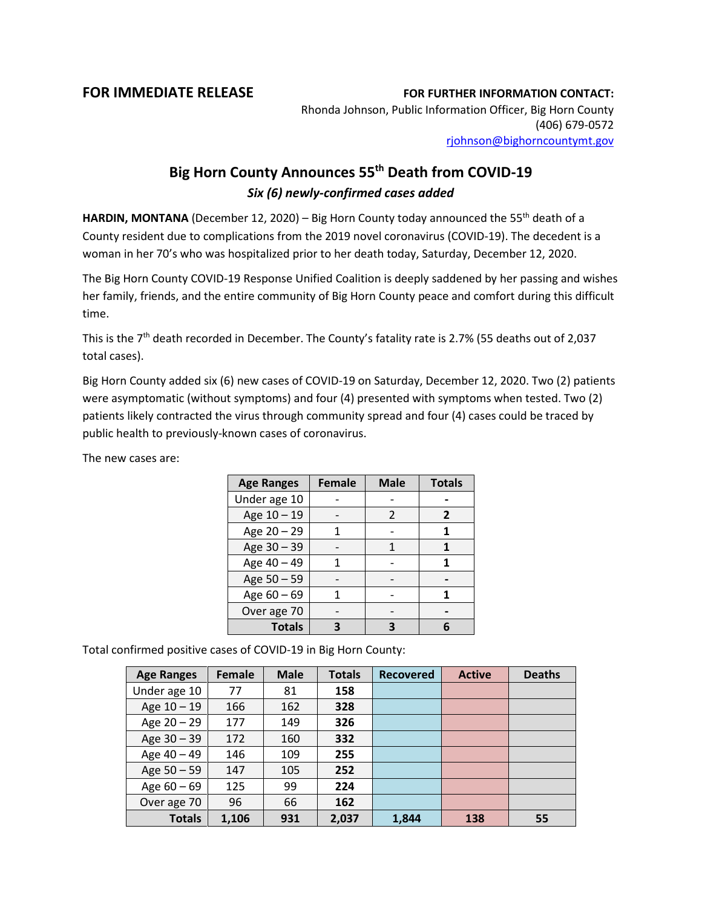**FOR IMMEDIATE RELEASE**

**FOR FURTHER INFORMATION CONTACT:**
Rhonda Johnson, Public Information Officer, Big Horn County
(406) 679-0572
rjohnson@bighorncountymt.gov

# Big Horn County Announces 55th Death from COVID-19

***Six (6) newly-confirmed cases added***

**HARDIN, MONTANA** (December 12, 2020) – Big Horn County today announced the 55th death of a County resident due to complications from the 2019 novel coronavirus (COVID-19). The decedent is a woman in her 70's who was hospitalized prior to her death today, Saturday, December 12, 2020.

The Big Horn County COVID-19 Response Unified Coalition is deeply saddened by her passing and wishes her family, friends, and the entire community of Big Horn County peace and comfort during this difficult time.

This is the 7th death recorded in December. The County's fatality rate is 2.7% (55 deaths out of 2,037 total cases).

Big Horn County added six (6) new cases of COVID-19 on Saturday, December 12, 2020. Two (2) patients were asymptomatic (without symptoms) and four (4) presented with symptoms when tested. Two (2) patients likely contracted the virus through community spread and four (4) cases could be traced by public health to previously-known cases of coronavirus.

The new cases are:

| Age Ranges | Female | Male | Totals |
|---|---|---|---|
| Under age 10 | - | - | **-** |
| Age 10 – 19 | - | 2 | **2** |
| Age 20 – 29 | 1 | - | **1** |
| Age 30 – 39 | - | 1 | **1** |
| Age 40 – 49 | 1 | - | **1** |
| Age 50 – 59 | - | - | **-** |
| Age 60 – 69 | 1 | - | **1** |
| Over age 70 | - | - | **-** |
| **Totals** | **3** | **3** | **6** |

Total confirmed positive cases of COVID-19 in Big Horn County:

| Age Ranges | Female | Male | Totals | Recovered | Active | Deaths |
|---|---|---|---|---|---|---|
| Under age 10 | 77 | 81 | **158** | | | |
| Age 10 – 19 | 166 | 162 | **328** | | | |
| Age 20 – 29 | 177 | 149 | **326** | | | |
| Age 30 – 39 | 172 | 160 | **332** | | | |
| Age 40 – 49 | 146 | 109 | **255** | | | |
| Age 50 – 59 | 147 | 105 | **252** | | | |
| Age 60 – 69 | 125 | 99 | **224** | | | |
| Over age 70 | 96 | 66 | **162** | | | |
| **Totals** | **1,106** | **931** | **2,037** | **1,844** | **138** | **55** |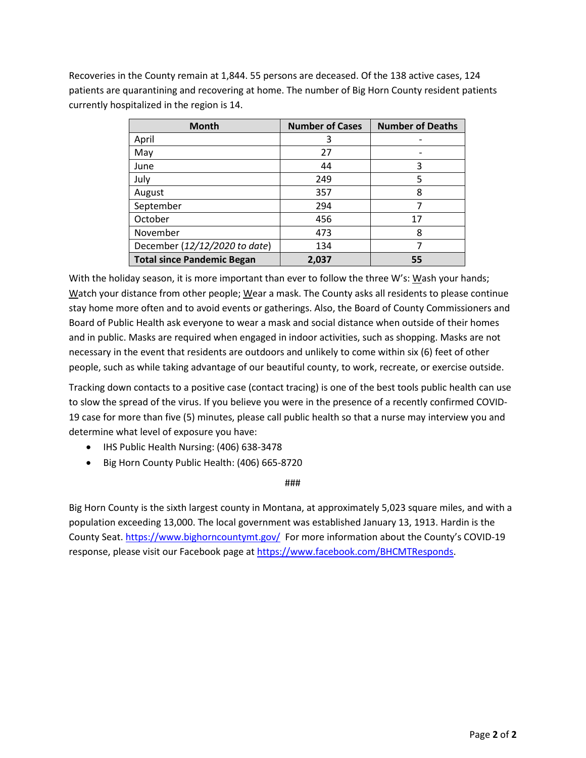Recoveries in the County remain at 1,844. 55 persons are deceased. Of the 138 active cases, 124 patients are quarantining and recovering at home. The number of Big Horn County resident patients currently hospitalized in the region is 14.

| Month | Number of Cases | Number of Deaths |
|---|---|---|
| April | 3 | - |
| May | 27 | - |
| June | 44 | 3 |
| July | 249 | 5 |
| August | 357 | 8 |
| September | 294 | 7 |
| October | 456 | 17 |
| November | 473 | 8 |
| December (*12/12/2020 to date*) | 134 | 7 |
| **Total since Pandemic Began** | **2,037** | **55** |

With the holiday season, it is more important than ever to follow the three W's: Wash your hands; Watch your distance from other people; Wear a mask. The County asks all residents to please continue stay home more often and to avoid events or gatherings. Also, the Board of County Commissioners and Board of Public Health ask everyone to wear a mask and social distance when outside of their homes and in public. Masks are required when engaged in indoor activities, such as shopping. Masks are not necessary in the event that residents are outdoors and unlikely to come within six (6) feet of other people, such as while taking advantage of our beautiful county, to work, recreate, or exercise outside.

Tracking down contacts to a positive case (contact tracing) is one of the best tools public health can use to slow the spread of the virus. If you believe you were in the presence of a recently confirmed COVID-19 case for more than five (5) minutes, please call public health so that a nurse may interview you and determine what level of exposure you have:

- IHS Public Health Nursing: (406) 638-3478
- Big Horn County Public Health: (406) 665-8720

###

Big Horn County is the sixth largest county in Montana, at approximately 5,023 square miles, and with a population exceeding 13,000. The local government was established January 13, 1913. Hardin is the County Seat. https://www.bighorncountymt.gov/ For more information about the County's COVID-19 response, please visit our Facebook page at https://www.facebook.com/BHCMTResponds.